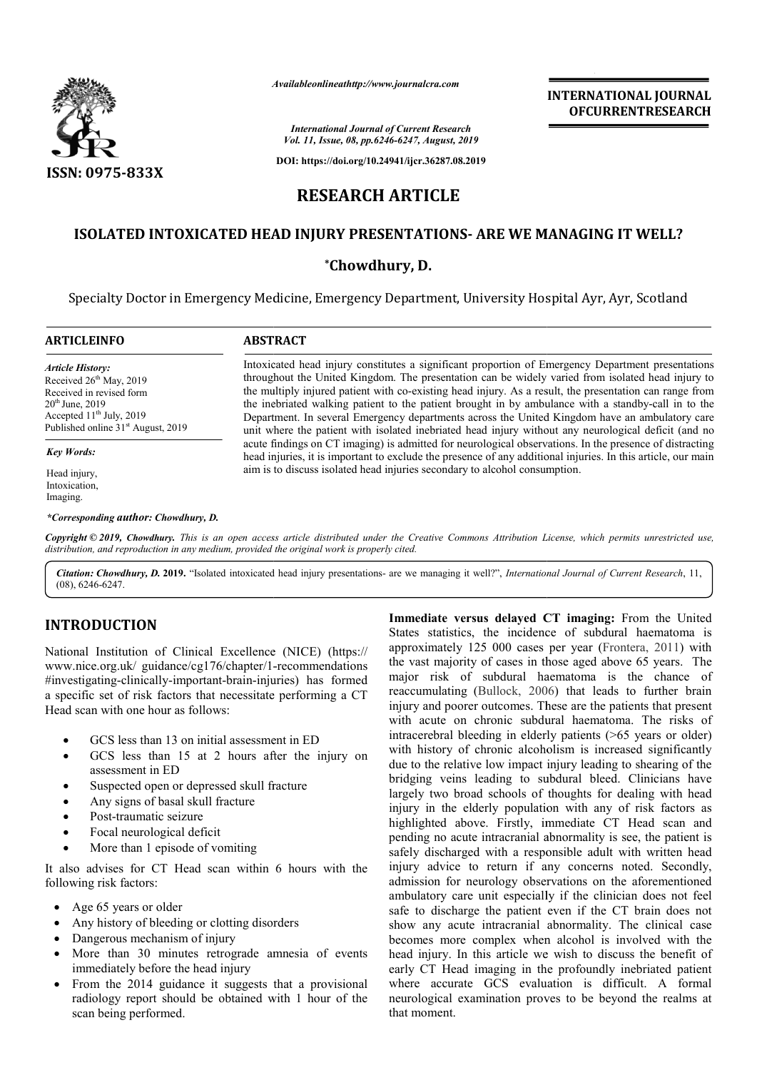# RESEARCH ARTICLE

## ISOLATED INTOXICATED HEAD INJURY PRESENTATIONS- ARE WE MANAGING IT WELL?

**\*Chowdhury, D.**

Specialty Doctor in Emergency Medicine, Emergency Department, University Hospital Ayr, Ayr, Scotland

**ARTICLE INFO**

*Article History:*
Received 26th May, 2019
Received in revised form
20th June, 2019
Accepted 11th July, 2019
Published online 31st August, 2019

*Key Words:*

Head injury,
Intoxication,
Imaging.

*\*Corresponding author: Chowdhury, D.*

**ABSTRACT**

Intoxicated head injury constitutes a significant proportion of Emergency Department presentations throughout the United Kingdom. The presentation can be widely varied from isolated head injury to the multiply injured patient with co-existing head injury. As a result, the presentation can range from the inebriated walking patient to the patient brought in by ambulance with a standby-call in to the Department. In several Emergency departments across the United Kingdom have an ambulatory care unit where the patient with isolated inebriated head injury without any neurological deficit (and no acute findings on CT imaging) is admitted for neurological observations. In the presence of distracting head injuries, it is important to exclude the presence of any additional injuries. In this article, our main aim is to discuss isolated head injuries secondary to alcohol consumption.

*Copyright © 2019, Chowdhury. This is an open access article distributed under the Creative Commons Attribution License, which permits unrestricted use, distribution, and reproduction in any medium, provided the original work is properly cited.*

***Citation: Chowdhury, D.*** **2019.** "Isolated intoxicated head injury presentations- are we managing it well?", *International Journal of Current Research*, 11, (08), 6246-6247.

## INTRODUCTION

National Institution of Clinical Excellence (NICE) (https://www.nice.org.uk/ guidance/cg176/chapter/1-recommendations #investigating-clinically-important-brain-injuries) has formed a specific set of risk factors that necessitate performing a CT Head scan with one hour as follows:

- GCS less than 13 on initial assessment in ED
- GCS less than 15 at 2 hours after the injury on assessment in ED
- Suspected open or depressed skull fracture
- Any signs of basal skull fracture
- Post-traumatic seizure
- Focal neurological deficit
- More than 1 episode of vomiting

It also advises for CT Head scan within 6 hours with the following risk factors:

- Age 65 years or older
- Any history of bleeding or clotting disorders
- Dangerous mechanism of injury
- More than 30 minutes retrograde amnesia of events immediately before the head injury
- From the 2014 guidance it suggests that a provisional radiology report should be obtained with 1 hour of the scan being performed.

**Immediate versus delayed CT imaging:** From the United States statistics, the incidence of subdural haematoma is approximately 125 000 cases per year (Frontera, 2011) with the vast majority of cases in those aged above 65 years. The major risk of subdural haematoma is the chance of reaccumulating (Bullock, 2006) that leads to further brain injury and poorer outcomes. These are the patients that present with acute on chronic subdural haematoma. The risks of intracerebral bleeding in elderly patients (>65 years or older) with history of chronic alcoholism is increased significantly due to the relative low impact injury leading to shearing of the bridging veins leading to subdural bleed. Clinicians have largely two broad schools of thoughts for dealing with head injury in the elderly population with any of risk factors as highlighted above. Firstly, immediate CT Head scan and pending no acute intracranial abnormality is see, the patient is safely discharged with a responsible adult with written head injury advice to return if any concerns noted. Secondly, admission for neurology observations on the aforementioned ambulatory care unit especially if the clinician does not feel safe to discharge the patient even if the CT brain does not show any acute intracranial abnormality. The clinical case becomes more complex when alcohol is involved with the head injury. In this article we wish to discuss the benefit of early CT Head imaging in the profoundly inebriated patient where accurate GCS evaluation is difficult. A formal neurological examination proves to be beyond the realms at that moment.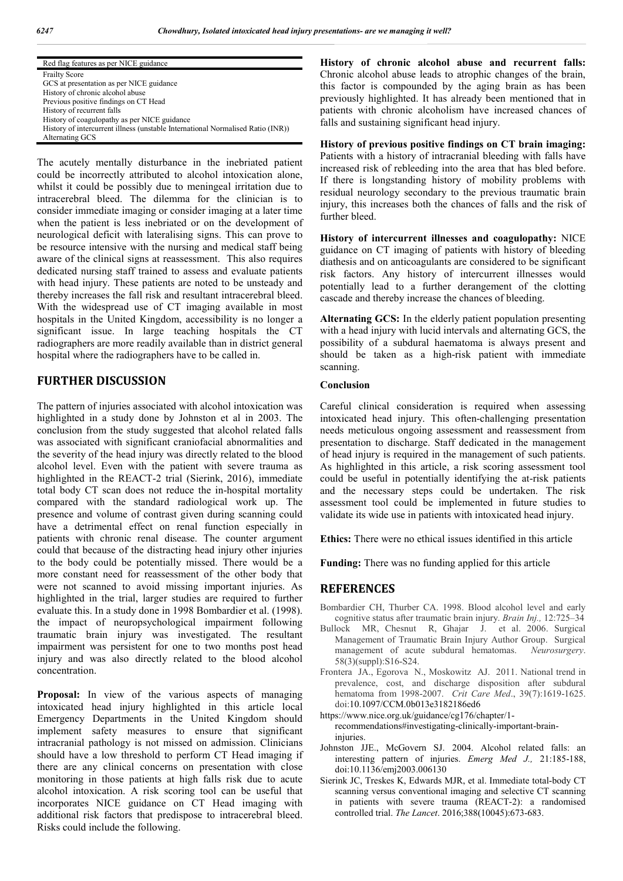| Red flag features as per NICE guidance |
| --- |
| Frailty Score |
| GCS at presentation as per NICE guidance |
| History of chronic alcohol abuse |
| Previous positive findings on CT Head |
| History of recurrent falls |
| History of coagulopathy as per NICE guidance |
| History of intercurrent illness (unstable International Normalised Ratio (INR)) |
| Alternating GCS |

The acutely mentally disturbance in the inebriated patient could be incorrectly attributed to alcohol intoxication alone, whilst it could be possibly due to meningeal irritation due to intracerebral bleed. The dilemma for the clinician is to consider immediate imaging or consider imaging at a later time when the patient is less inebriated or on the development of neurological deficit with lateralising signs. This can prove to be resource intensive with the nursing and medical staff being aware of the clinical signs at reassessment. This also requires dedicated nursing staff trained to assess and evaluate patients with head injury. These patients are noted to be unsteady and thereby increases the fall risk and resultant intracerebral bleed. With the widespread use of CT imaging available in most hospitals in the United Kingdom, accessibility is no longer a significant issue. In large teaching hospitals the CT radiographers are more readily available than in district general hospital where the radiographers have to be called in.

## FURTHER DISCUSSION

The pattern of injuries associated with alcohol intoxication was highlighted in a study done by Johnston et al in 2003. The conclusion from the study suggested that alcohol related falls was associated with significant craniofacial abnormalities and the severity of the head injury was directly related to the blood alcohol level. Even with the patient with severe trauma as highlighted in the REACT-2 trial (Sierink, 2016), immediate total body CT scan does not reduce the in-hospital mortality compared with the standard radiological work up. The presence and volume of contrast given during scanning could have a detrimental effect on renal function especially in patients with chronic renal disease. The counter argument could that because of the distracting head injury other injuries to the body could be potentially missed. There would be a more constant need for reassessment of the other body that were not scanned to avoid missing important injuries. As highlighted in the trial, larger studies are required to further evaluate this. In a study done in 1998 Bombardier et al. (1998). the impact of neuropsychological impairment following traumatic brain injury was investigated. The resultant impairment was persistent for one to two months post head injury and was also directly related to the blood alcohol concentration.

**Proposal:** In view of the various aspects of managing intoxicated head injury highlighted in this article local Emergency Departments in the United Kingdom should implement safety measures to ensure that significant intracranial pathology is not missed on admission. Clinicians should have a low threshold to perform CT Head imaging if there are any clinical concerns on presentation with close monitoring in those patients at high falls risk due to acute alcohol intoxication. A risk scoring tool can be useful that incorporates NICE guidance on CT Head imaging with additional risk factors that predispose to intracerebral bleed. Risks could include the following.

**History of chronic alcohol abuse and recurrent falls:** Chronic alcohol abuse leads to atrophic changes of the brain, this factor is compounded by the aging brain as has been previously highlighted. It has already been mentioned that in patients with chronic alcoholism have increased chances of falls and sustaining significant head injury.

**History of previous positive findings on CT brain imaging:** Patients with a history of intracranial bleeding with falls have increased risk of rebleeding into the area that has bled before. If there is longstanding history of mobility problems with residual neurology secondary to the previous traumatic brain injury, this increases both the chances of falls and the risk of further bleed.

**History of intercurrent illnesses and coagulopathy:** NICE guidance on CT imaging of patients with history of bleeding diathesis and on anticoagulants are considered to be significant risk factors. Any history of intercurrent illnesses would potentially lead to a further derangement of the clotting cascade and thereby increase the chances of bleeding.

**Alternating GCS:** In the elderly patient population presenting with a head injury with lucid intervals and alternating GCS, the possibility of a subdural haematoma is always present and should be taken as a high-risk patient with immediate scanning.

### Conclusion

Careful clinical consideration is required when assessing intoxicated head injury. This often-challenging presentation needs meticulous ongoing assessment and reassessment from presentation to discharge. Staff dedicated in the management of head injury is required in the management of such patients. As highlighted in this article, a risk scoring assessment tool could be useful in potentially identifying the at-risk patients and the necessary steps could be undertaken. The risk assessment tool could be implemented in future studies to validate its wide use in patients with intoxicated head injury.

**Ethics:** There were no ethical issues identified in this article

**Funding:** There was no funding applied for this article

## REFERENCES

Bombardier CH, Thurber CA. 1998. Blood alcohol level and early cognitive status after traumatic brain injury. *Brain Inj.,* 12:725–34

Bullock MR, Chesnut R, Ghajar J. et al. 2006. Surgical Management of Traumatic Brain Injury Author Group. Surgical management of acute subdural hematomas. *Neurosurgery*. 58(3)(suppl):S16-S24.

Frontera JA., Egorova N., Moskowitz AJ. 2011. National trend in prevalence, cost, and discharge disposition after subdural hematoma from 1998-2007. *Crit Care Med*., 39(7):1619-1625. doi:10.1097/CCM.0b013e3182186ed6

https://www.nice.org.uk/guidance/cg176/chapter/1-recommendations#investigating-clinically-important-brain-injuries.

Johnston JJE., McGovern SJ. 2004. Alcohol related falls: an interesting pattern of injuries. *Emerg Med J.,* 21:185-188, doi:10.1136/emj2003.006130

Sierink JC, Treskes K, Edwards MJR, et al. Immediate total-body CT scanning versus conventional imaging and selective CT scanning in patients with severe trauma (REACT-2): a randomised controlled trial. *The Lancet*. 2016;388(10045):673-683.